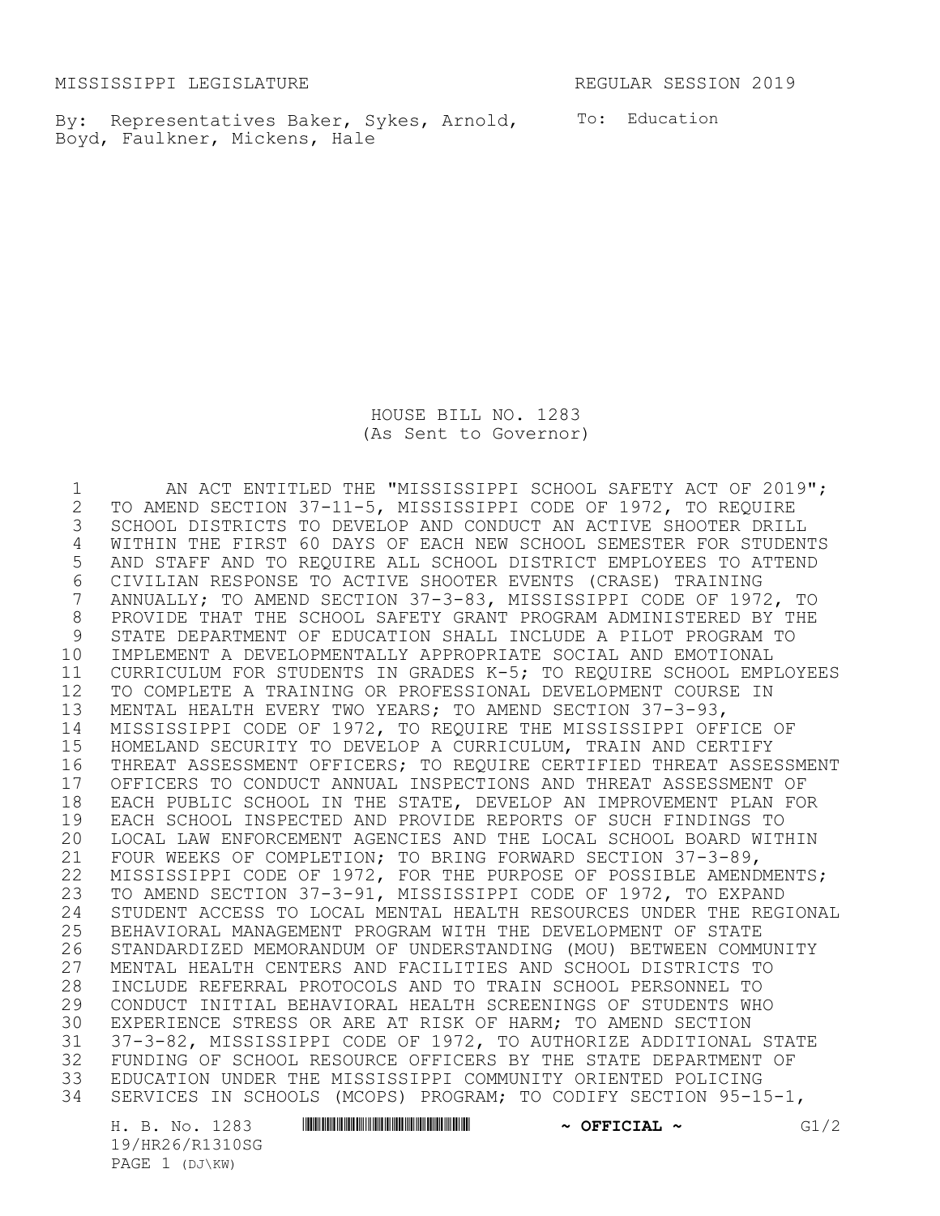MISSISSIPPI LEGISLATURE REGULAR SESSION 2019

By: Representatives Baker, Sykes, Arnold, Boyd, Faulkner, Mickens, Hale

To: Education

# HOUSE BILL NO. 1283
(As Sent to Governor)

1 AN ACT ENTITLED THE "MISSISSIPPI SCHOOL SAFETY ACT OF 2019";
2 TO AMEND SECTION 37-11-5, MISSISSIPPI CODE OF 1972, TO REQUIRE
3 SCHOOL DISTRICTS TO DEVELOP AND CONDUCT AN ACTIVE SHOOTER DRILL
4 WITHIN THE FIRST 60 DAYS OF EACH NEW SCHOOL SEMESTER FOR STUDENTS
5 AND STAFF AND TO REQUIRE ALL SCHOOL DISTRICT EMPLOYEES TO ATTEND
6 CIVILIAN RESPONSE TO ACTIVE SHOOTER EVENTS (CRASE) TRAINING
7 ANNUALLY; TO AMEND SECTION 37-3-83, MISSISSIPPI CODE OF 1972, TO
8 PROVIDE THAT THE SCHOOL SAFETY GRANT PROGRAM ADMINISTERED BY THE
9 STATE DEPARTMENT OF EDUCATION SHALL INCLUDE A PILOT PROGRAM TO
10 IMPLEMENT A DEVELOPMENTALLY APPROPRIATE SOCIAL AND EMOTIONAL
11 CURRICULUM FOR STUDENTS IN GRADES K-5; TO REQUIRE SCHOOL EMPLOYEES
12 TO COMPLETE A TRAINING OR PROFESSIONAL DEVELOPMENT COURSE IN
13 MENTAL HEALTH EVERY TWO YEARS; TO AMEND SECTION 37-3-93,
14 MISSISSIPPI CODE OF 1972, TO REQUIRE THE MISSISSIPPI OFFICE OF
15 HOMELAND SECURITY TO DEVELOP A CURRICULUM, TRAIN AND CERTIFY
16 THREAT ASSESSMENT OFFICERS; TO REQUIRE CERTIFIED THREAT ASSESSMENT
17 OFFICERS TO CONDUCT ANNUAL INSPECTIONS AND THREAT ASSESSMENT OF
18 EACH PUBLIC SCHOOL IN THE STATE, DEVELOP AN IMPROVEMENT PLAN FOR
19 EACH SCHOOL INSPECTED AND PROVIDE REPORTS OF SUCH FINDINGS TO
20 LOCAL LAW ENFORCEMENT AGENCIES AND THE LOCAL SCHOOL BOARD WITHIN
21 FOUR WEEKS OF COMPLETION; TO BRING FORWARD SECTION 37-3-89,
22 MISSISSIPPI CODE OF 1972, FOR THE PURPOSE OF POSSIBLE AMENDMENTS;
23 TO AMEND SECTION 37-3-91, MISSISSIPPI CODE OF 1972, TO EXPAND
24 STUDENT ACCESS TO LOCAL MENTAL HEALTH RESOURCES UNDER THE REGIONAL
25 BEHAVIORAL MANAGEMENT PROGRAM WITH THE DEVELOPMENT OF STATE
26 STANDARDIZED MEMORANDUM OF UNDERSTANDING (MOU) BETWEEN COMMUNITY
27 MENTAL HEALTH CENTERS AND FACILITIES AND SCHOOL DISTRICTS TO
28 INCLUDE REFERRAL PROTOCOLS AND TO TRAIN SCHOOL PERSONNEL TO
29 CONDUCT INITIAL BEHAVIORAL HEALTH SCREENINGS OF STUDENTS WHO
30 EXPERIENCE STRESS OR ARE AT RISK OF HARM; TO AMEND SECTION
31 37-3-82, MISSISSIPPI CODE OF 1972, TO AUTHORIZE ADDITIONAL STATE
32 FUNDING OF SCHOOL RESOURCE OFFICERS BY THE STATE DEPARTMENT OF
33 EDUCATION UNDER THE MISSISSIPPI COMMUNITY ORIENTED POLICING
34 SERVICES IN SCHOOLS (MCOPS) PROGRAM; TO CODIFY SECTION 95-15-1,

H. B. No. 1283 ~ OFFICIAL ~ G1/2
19/HR26/R1310SG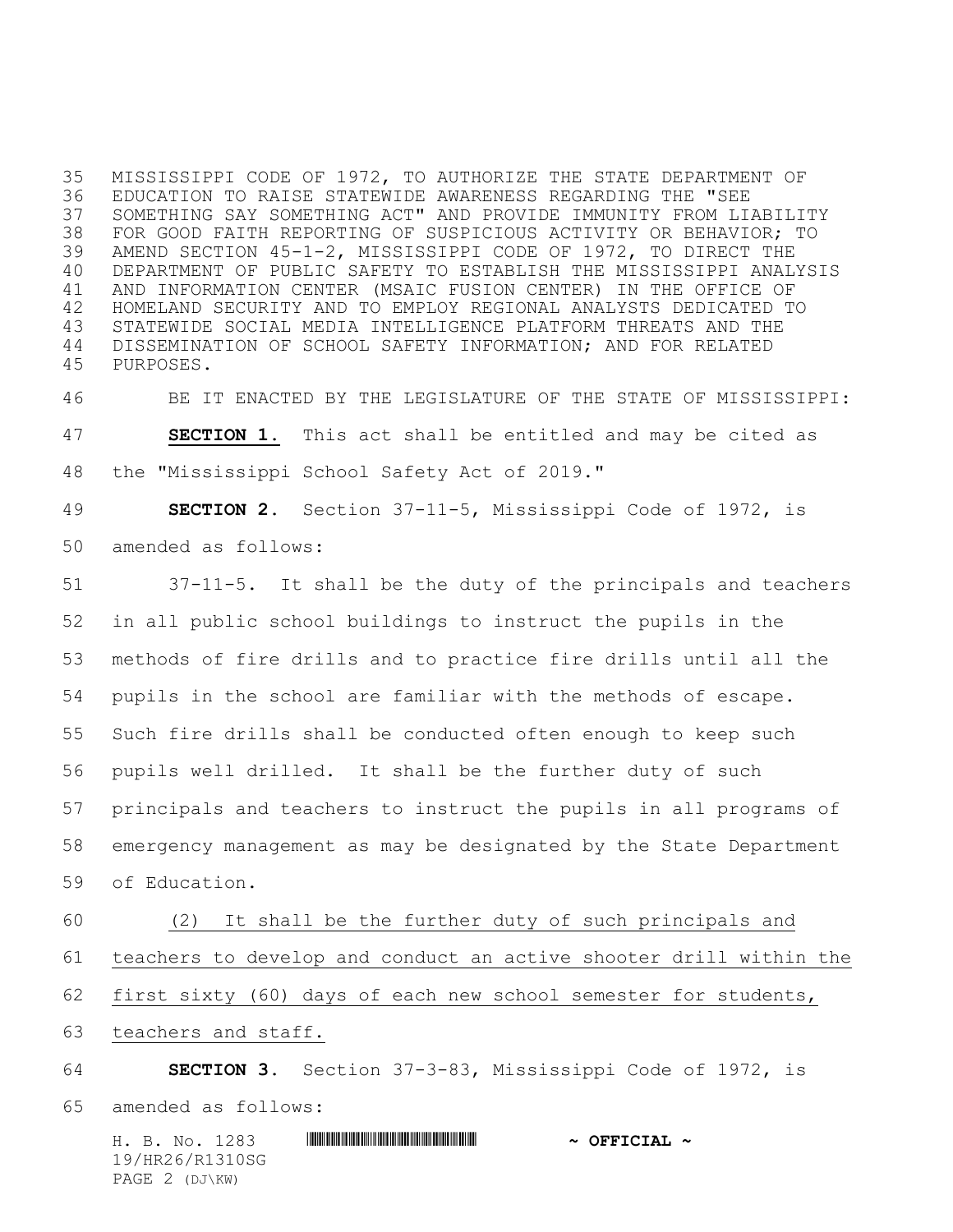MISSISSIPPI CODE OF 1972, TO AUTHORIZE THE STATE DEPARTMENT OF EDUCATION TO RAISE STATEWIDE AWARENESS REGARDING THE "SEE SOMETHING SAY SOMETHING ACT" AND PROVIDE IMMUNITY FROM LIABILITY FOR GOOD FAITH REPORTING OF SUSPICIOUS ACTIVITY OR BEHAVIOR; TO AMEND SECTION 45-1-2, MISSISSIPPI CODE OF 1972, TO DIRECT THE DEPARTMENT OF PUBLIC SAFETY TO ESTABLISH THE MISSISSIPPI ANALYSIS AND INFORMATION CENTER (MSAIC FUSION CENTER) IN THE OFFICE OF HOMELAND SECURITY AND TO EMPLOY REGIONAL ANALYSTS DEDICATED TO STATEWIDE SOCIAL MEDIA INTELLIGENCE PLATFORM THREATS AND THE DISSEMINATION OF SCHOOL SAFETY INFORMATION; AND FOR RELATED PURPOSES.

BE IT ENACTED BY THE LEGISLATURE OF THE STATE OF MISSISSIPPI:

**SECTION 1.** This act shall be entitled and may be cited as the "Mississippi School Safety Act of 2019."

**SECTION 2.** Section 37-11-5, Mississippi Code of 1972, is amended as follows:

37-11-5. It shall be the duty of the principals and teachers in all public school buildings to instruct the pupils in the methods of fire drills and to practice fire drills until all the pupils in the school are familiar with the methods of escape. Such fire drills shall be conducted often enough to keep such pupils well drilled. It shall be the further duty of such principals and teachers to instruct the pupils in all programs of emergency management as may be designated by the State Department of Education.

(2) It shall be the further duty of such principals and teachers to develop and conduct an active shooter drill within the first sixty (60) days of each new school semester for students, teachers and staff.

**SECTION 3.** Section 37-3-83, Mississippi Code of 1972, is amended as follows: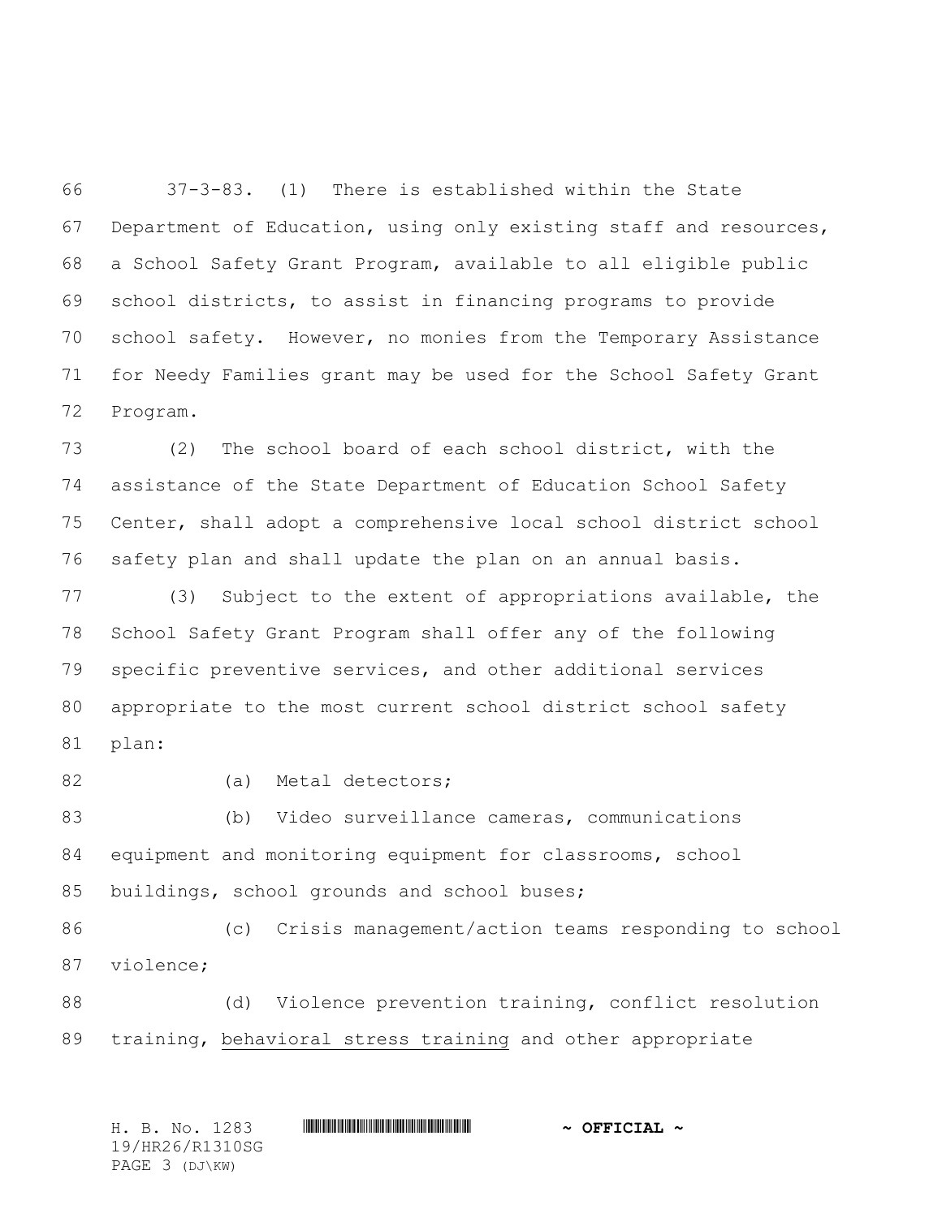37-3-83. (1) There is established within the State Department of Education, using only existing staff and resources, a School Safety Grant Program, available to all eligible public school districts, to assist in financing programs to provide school safety. However, no monies from the Temporary Assistance for Needy Families grant may be used for the School Safety Grant Program.

(2) The school board of each school district, with the assistance of the State Department of Education School Safety Center, shall adopt a comprehensive local school district school safety plan and shall update the plan on an annual basis.

(3) Subject to the extent of appropriations available, the School Safety Grant Program shall offer any of the following specific preventive services, and other additional services appropriate to the most current school district school safety plan:

(a) Metal detectors;

(b) Video surveillance cameras, communications equipment and monitoring equipment for classrooms, school buildings, school grounds and school buses;

(c) Crisis management/action teams responding to school violence;

(d) Violence prevention training, conflict resolution training, <u>behavioral stress training</u> and other appropriate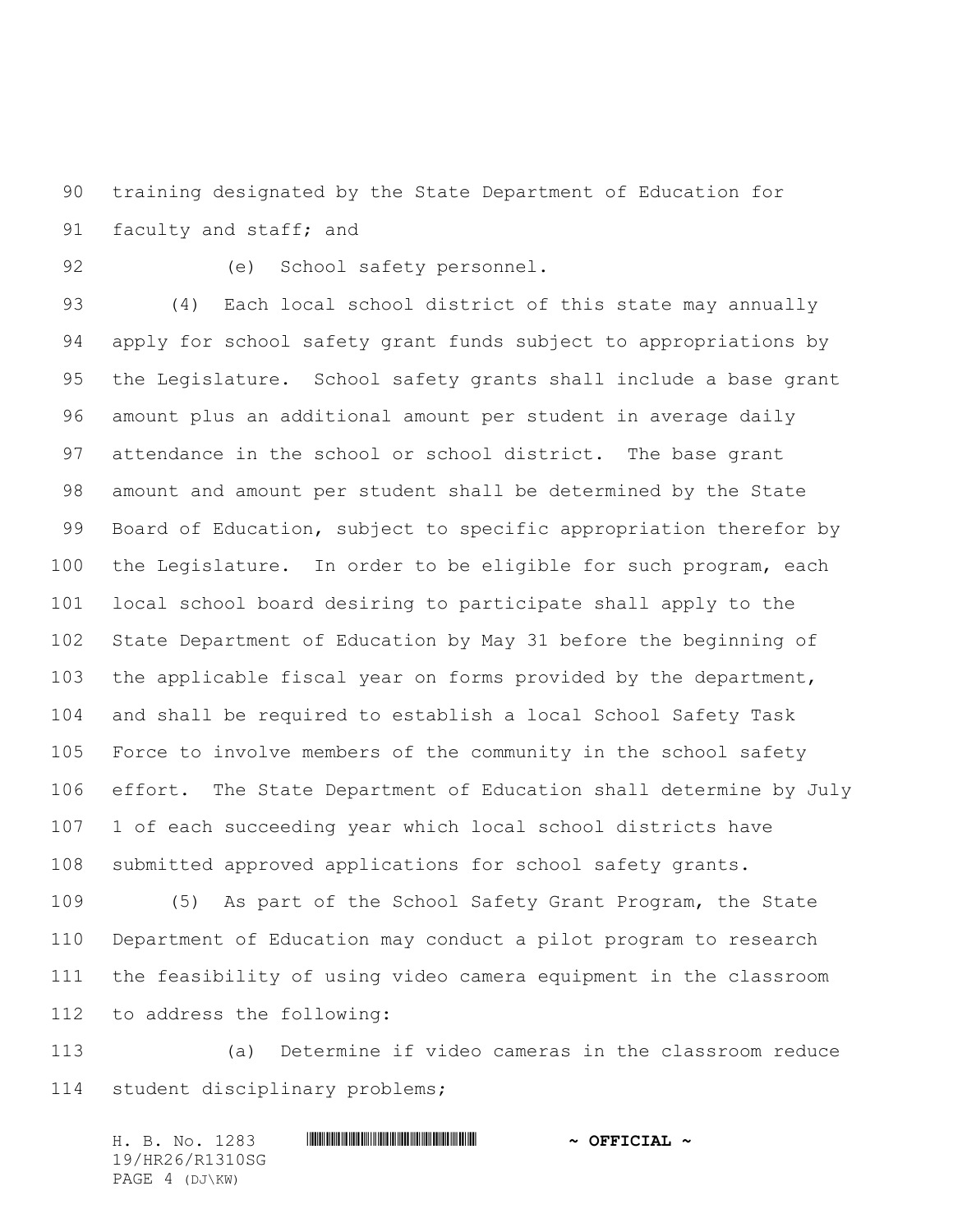training designated by the State Department of Education for faculty and staff; and

(e) School safety personnel.

(4) Each local school district of this state may annually apply for school safety grant funds subject to appropriations by the Legislature. School safety grants shall include a base grant amount plus an additional amount per student in average daily attendance in the school or school district. The base grant amount and amount per student shall be determined by the State Board of Education, subject to specific appropriation therefor by the Legislature. In order to be eligible for such program, each local school board desiring to participate shall apply to the State Department of Education by May 31 before the beginning of the applicable fiscal year on forms provided by the department, and shall be required to establish a local School Safety Task Force to involve members of the community in the school safety effort. The State Department of Education shall determine by July 1 of each succeeding year which local school districts have submitted approved applications for school safety grants.

(5) As part of the School Safety Grant Program, the State Department of Education may conduct a pilot program to research the feasibility of using video camera equipment in the classroom to address the following:

(a) Determine if video cameras in the classroom reduce student disciplinary problems;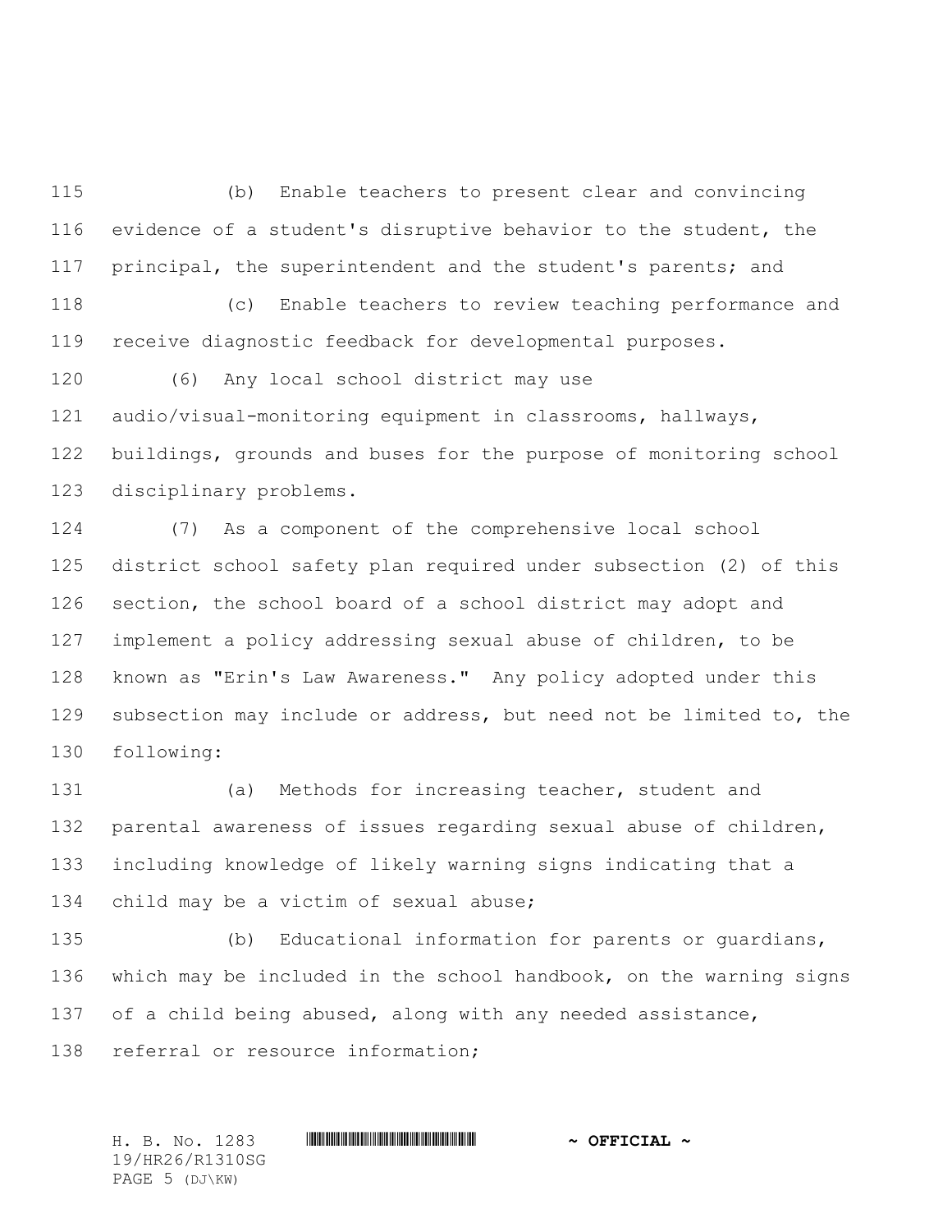(b) Enable teachers to present clear and convincing evidence of a student's disruptive behavior to the student, the principal, the superintendent and the student's parents; and

(c) Enable teachers to review teaching performance and receive diagnostic feedback for developmental purposes.

(6) Any local school district may use audio/visual-monitoring equipment in classrooms, hallways, buildings, grounds and buses for the purpose of monitoring school disciplinary problems.

(7) As a component of the comprehensive local school district school safety plan required under subsection (2) of this section, the school board of a school district may adopt and implement a policy addressing sexual abuse of children, to be known as "Erin's Law Awareness." Any policy adopted under this subsection may include or address, but need not be limited to, the following:

(a) Methods for increasing teacher, student and parental awareness of issues regarding sexual abuse of children, including knowledge of likely warning signs indicating that a child may be a victim of sexual abuse;

(b) Educational information for parents or guardians, which may be included in the school handbook, on the warning signs of a child being abused, along with any needed assistance, referral or resource information;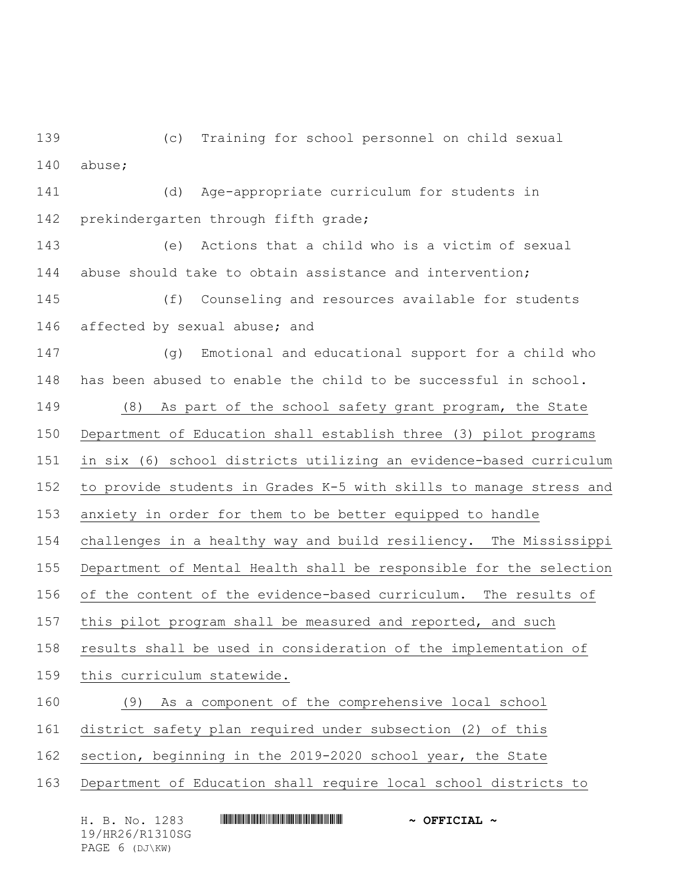(c) Training for school personnel on child sexual abuse;

(d) Age-appropriate curriculum for students in prekindergarten through fifth grade;

(e) Actions that a child who is a victim of sexual abuse should take to obtain assistance and intervention;

(f) Counseling and resources available for students affected by sexual abuse; and

(g) Emotional and educational support for a child who has been abused to enable the child to be successful in school.

<u>(8) As part of the school safety grant program, the State Department of Education shall establish three (3) pilot programs in six (6) school districts utilizing an evidence-based curriculum to provide students in Grades K-5 with skills to manage stress and anxiety in order for them to be better equipped to handle challenges in a healthy way and build resiliency. The Mississippi Department of Mental Health shall be responsible for the selection of the content of the evidence-based curriculum. The results of this pilot program shall be measured and reported, and such results shall be used in consideration of the implementation of this curriculum statewide.</u>

<u>(9) As a component of the comprehensive local school district safety plan required under subsection (2) of this section, beginning in the 2019-2020 school year, the State Department of Education shall require local school districts to</u>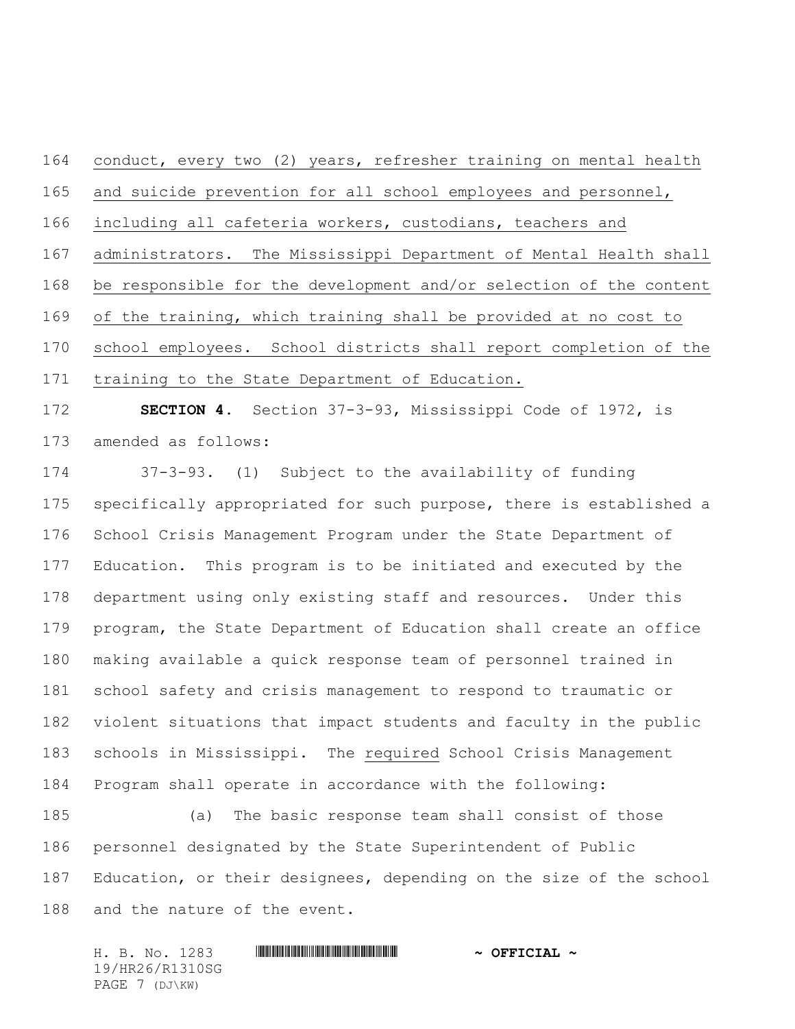conduct, every two (2) years, refresher training on mental health and suicide prevention for all school employees and personnel, including all cafeteria workers, custodians, teachers and administrators. The Mississippi Department of Mental Health shall be responsible for the development and/or selection of the content of the training, which training shall be provided at no cost to school employees. School districts shall report completion of the training to the State Department of Education.

**SECTION 4.** Section 37-3-93, Mississippi Code of 1972, is amended as follows:

37-3-93. (1) Subject to the availability of funding specifically appropriated for such purpose, there is established a School Crisis Management Program under the State Department of Education. This program is to be initiated and executed by the department using only existing staff and resources. Under this program, the State Department of Education shall create an office making available a quick response team of personnel trained in school safety and crisis management to respond to traumatic or violent situations that impact students and faculty in the public schools in Mississippi. The required School Crisis Management Program shall operate in accordance with the following:

(a) The basic response team shall consist of those personnel designated by the State Superintendent of Public Education, or their designees, depending on the size of the school and the nature of the event.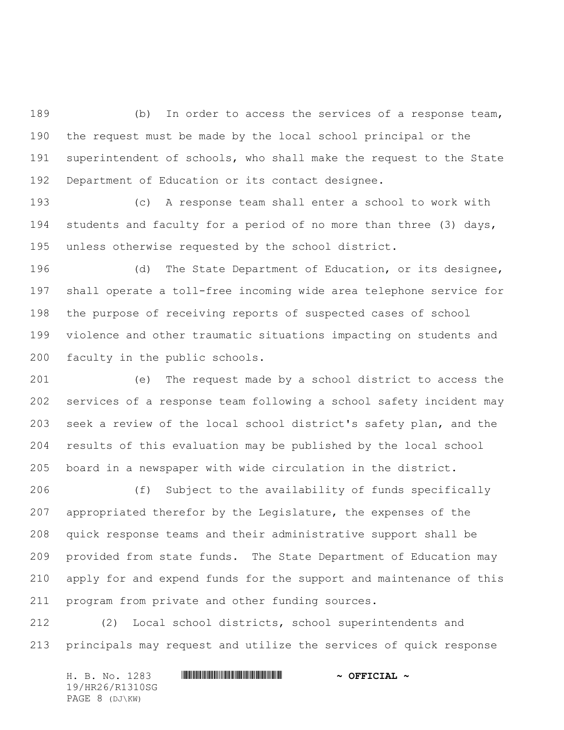(b) In order to access the services of a response team, the request must be made by the local school principal or the superintendent of schools, who shall make the request to the State Department of Education or its contact designee.

(c) A response team shall enter a school to work with students and faculty for a period of no more than three (3) days, unless otherwise requested by the school district.

(d) The State Department of Education, or its designee, shall operate a toll-free incoming wide area telephone service for the purpose of receiving reports of suspected cases of school violence and other traumatic situations impacting on students and faculty in the public schools.

(e) The request made by a school district to access the services of a response team following a school safety incident may seek a review of the local school district's safety plan, and the results of this evaluation may be published by the local school board in a newspaper with wide circulation in the district.

(f) Subject to the availability of funds specifically appropriated therefor by the Legislature, the expenses of the quick response teams and their administrative support shall be provided from state funds. The State Department of Education may apply for and expend funds for the support and maintenance of this program from private and other funding sources.

(2) Local school districts, school superintendents and principals may request and utilize the services of quick response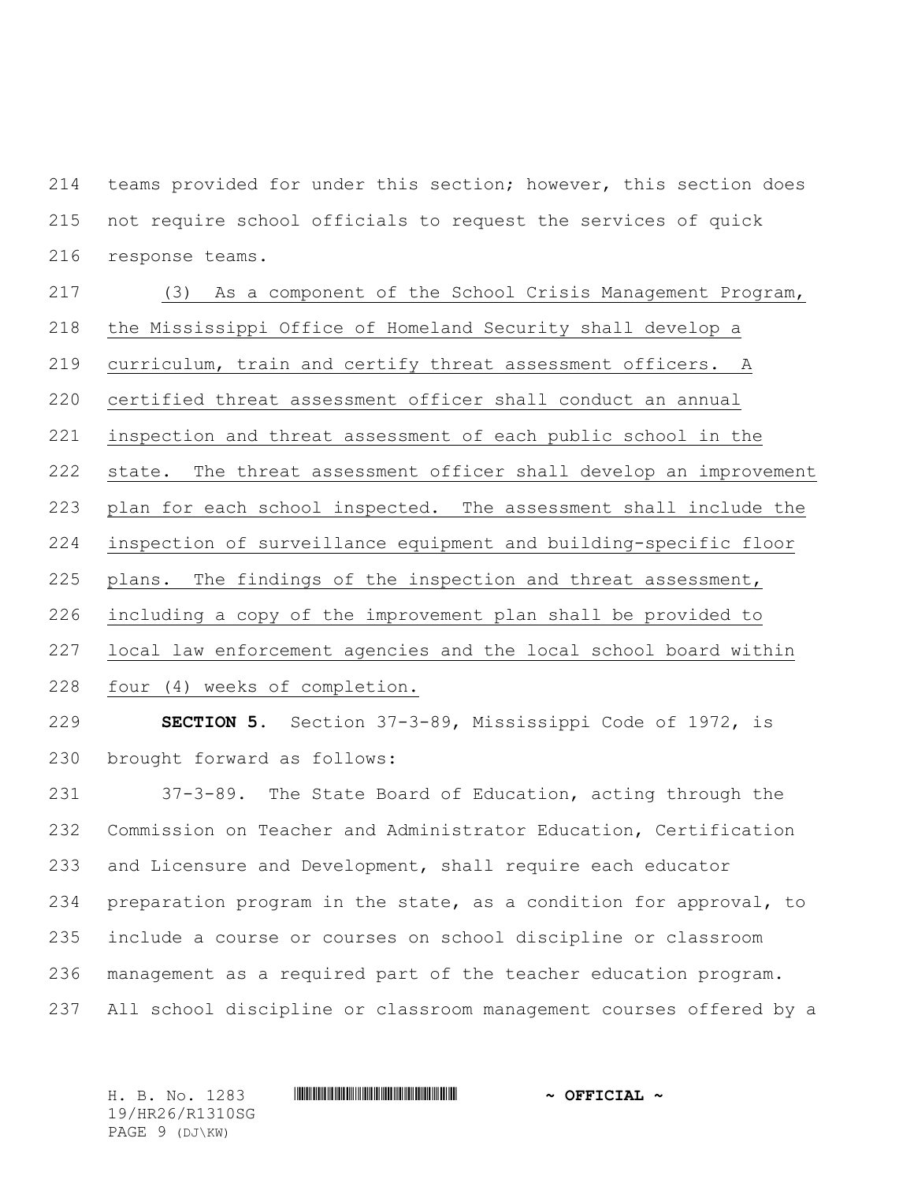teams provided for under this section; however, this section does not require school officials to request the services of quick response teams.

(3) As a component of the School Crisis Management Program, the Mississippi Office of Homeland Security shall develop a curriculum, train and certify threat assessment officers. A certified threat assessment officer shall conduct an annual inspection and threat assessment of each public school in the state. The threat assessment officer shall develop an improvement plan for each school inspected. The assessment shall include the inspection of surveillance equipment and building-specific floor plans. The findings of the inspection and threat assessment, including a copy of the improvement plan shall be provided to local law enforcement agencies and the local school board within four (4) weeks of completion.

**SECTION 5.** Section 37-3-89, Mississippi Code of 1972, is brought forward as follows:

37-3-89. The State Board of Education, acting through the Commission on Teacher and Administrator Education, Certification and Licensure and Development, shall require each educator preparation program in the state, as a condition for approval, to include a course or courses on school discipline or classroom management as a required part of the teacher education program. All school discipline or classroom management courses offered by a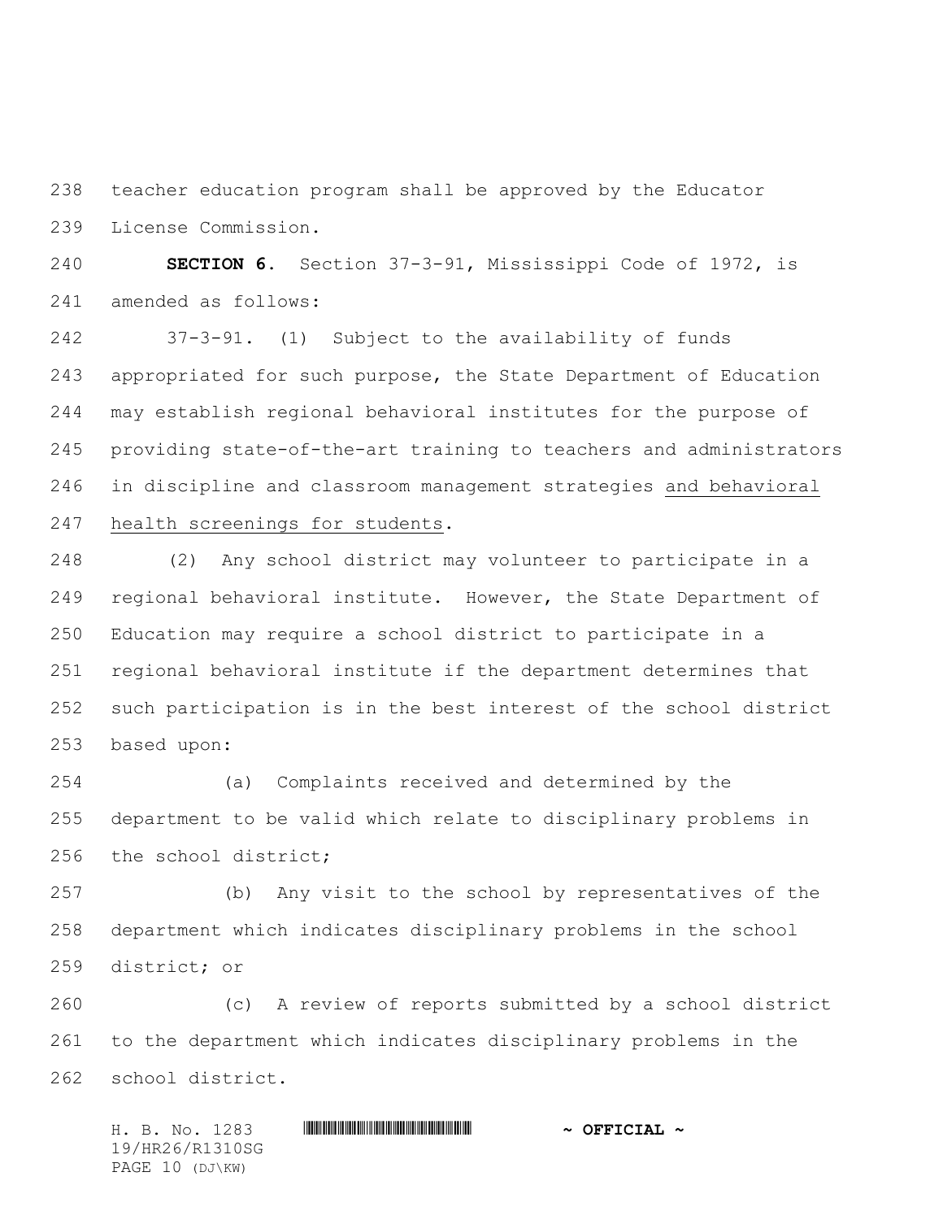teacher education program shall be approved by the Educator License Commission.

**SECTION 6.** Section 37-3-91, Mississippi Code of 1972, is amended as follows:

37-3-91. (1) Subject to the availability of funds appropriated for such purpose, the State Department of Education may establish regional behavioral institutes for the purpose of providing state-of-the-art training to teachers and administrators in discipline and classroom management strategies <u>and behavioral health screenings for students</u>.

(2) Any school district may volunteer to participate in a regional behavioral institute. However, the State Department of Education may require a school district to participate in a regional behavioral institute if the department determines that such participation is in the best interest of the school district based upon:

(a) Complaints received and determined by the department to be valid which relate to disciplinary problems in the school district;

(b) Any visit to the school by representatives of the department which indicates disciplinary problems in the school district; or

(c) A review of reports submitted by a school district to the department which indicates disciplinary problems in the school district.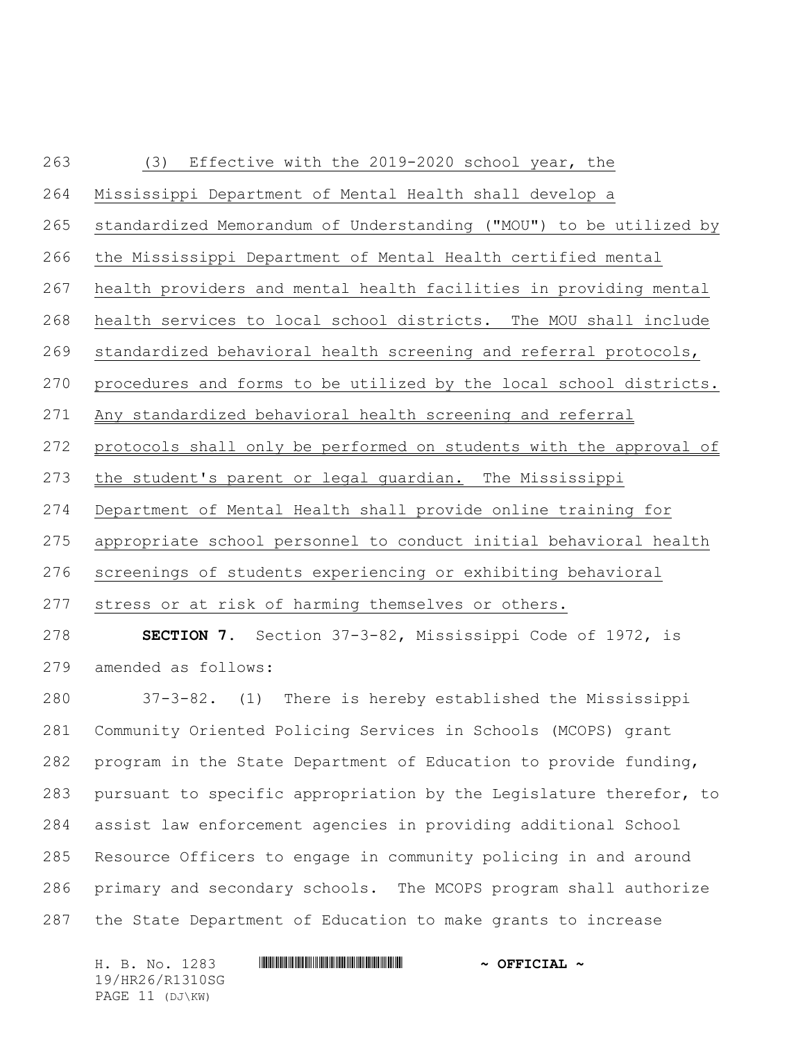(3) Effective with the 2019-2020 school year, the Mississippi Department of Mental Health shall develop a standardized Memorandum of Understanding ("MOU") to be utilized by the Mississippi Department of Mental Health certified mental health providers and mental health facilities in providing mental health services to local school districts. The MOU shall include standardized behavioral health screening and referral protocols, procedures and forms to be utilized by the local school districts. Any standardized behavioral health screening and referral protocols shall only be performed on students with the approval of the student's parent or legal guardian. The Mississippi Department of Mental Health shall provide online training for appropriate school personnel to conduct initial behavioral health screenings of students experiencing or exhibiting behavioral stress or at risk of harming themselves or others.

**SECTION 7.** Section 37-3-82, Mississippi Code of 1972, is amended as follows:

37-3-82. (1) There is hereby established the Mississippi Community Oriented Policing Services in Schools (MCOPS) grant program in the State Department of Education to provide funding, pursuant to specific appropriation by the Legislature therefor, to assist law enforcement agencies in providing additional School Resource Officers to engage in community policing in and around primary and secondary schools. The MCOPS program shall authorize the State Department of Education to make grants to increase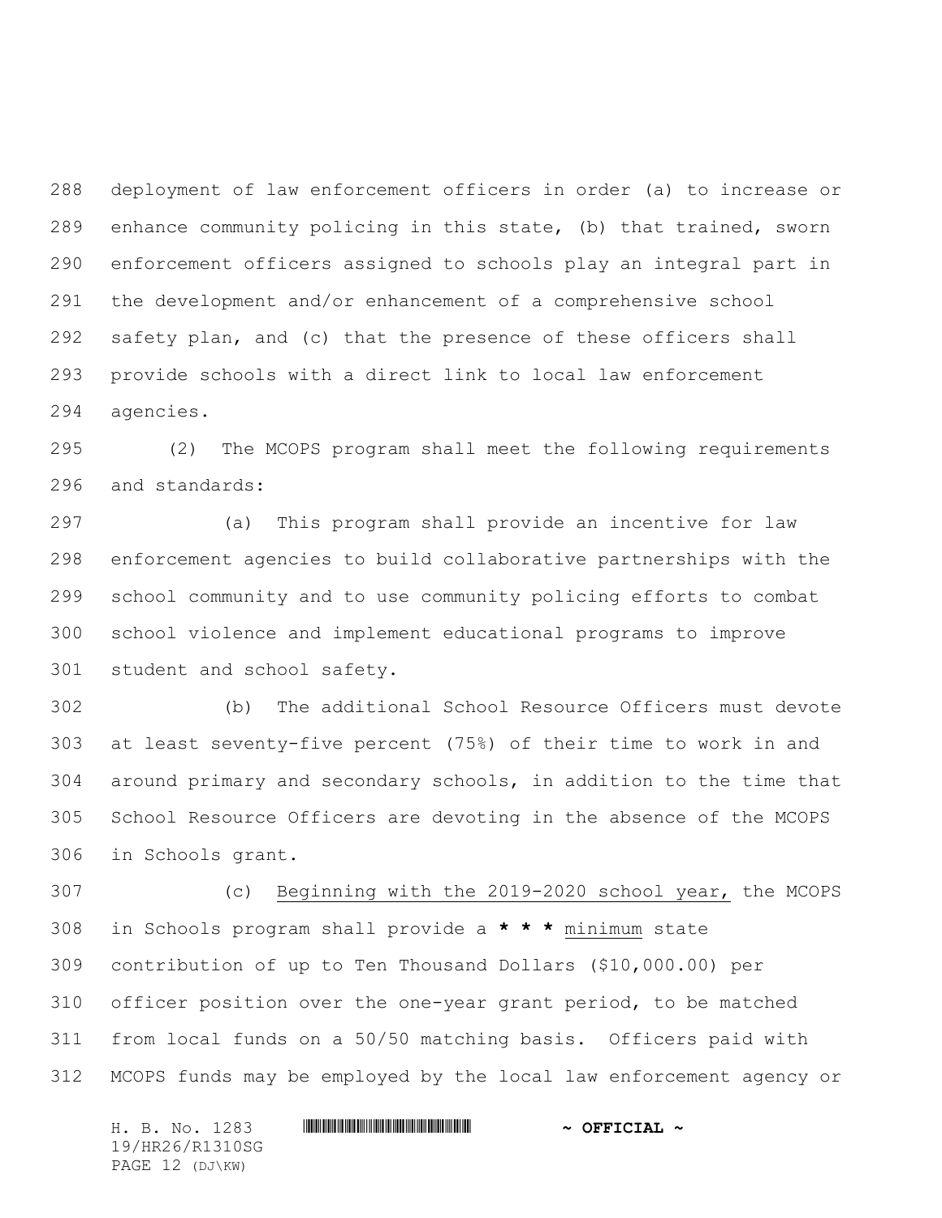deployment of law enforcement officers in order (a) to increase or enhance community policing in this state, (b) that trained, sworn enforcement officers assigned to schools play an integral part in the development and/or enhancement of a comprehensive school safety plan, and (c) that the presence of these officers shall provide schools with a direct link to local law enforcement agencies.

(2) The MCOPS program shall meet the following requirements and standards:

(a) This program shall provide an incentive for law enforcement agencies to build collaborative partnerships with the school community and to use community policing efforts to combat school violence and implement educational programs to improve student and school safety.

(b) The additional School Resource Officers must devote at least seventy-five percent (75%) of their time to work in and around primary and secondary schools, in addition to the time that School Resource Officers are devoting in the absence of the MCOPS in Schools grant.

(c) Beginning with the 2019-2020 school year, the MCOPS in Schools program shall provide a **\* \* \*** minimum state contribution of up to Ten Thousand Dollars ($10,000.00) per officer position over the one-year grant period, to be matched from local funds on a 50/50 matching basis. Officers paid with MCOPS funds may be employed by the local law enforcement agency or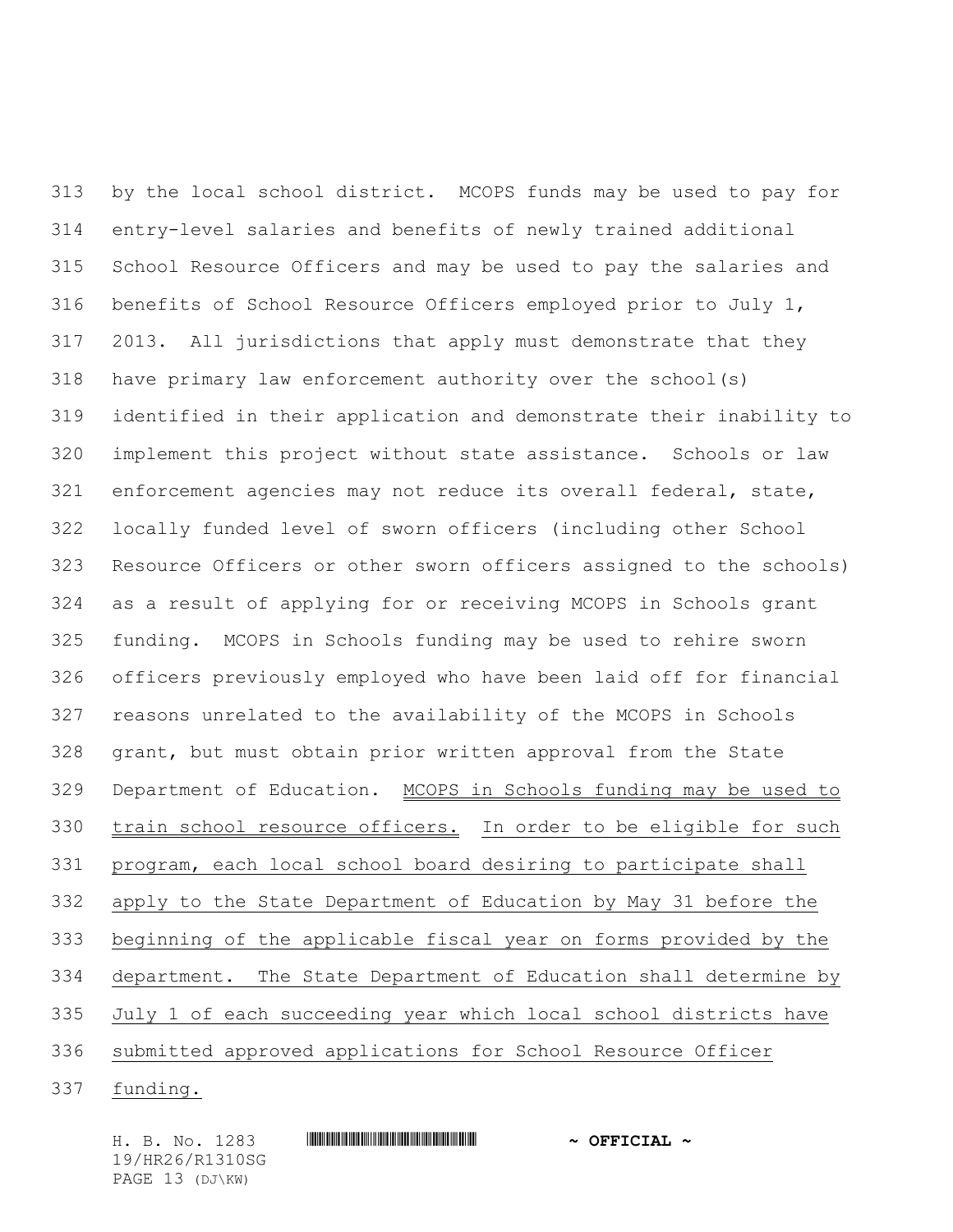by the local school district. MCOPS funds may be used to pay for entry-level salaries and benefits of newly trained additional School Resource Officers and may be used to pay the salaries and benefits of School Resource Officers employed prior to July 1, 2013. All jurisdictions that apply must demonstrate that they have primary law enforcement authority over the school(s) identified in their application and demonstrate their inability to implement this project without state assistance. Schools or law enforcement agencies may not reduce its overall federal, state, locally funded level of sworn officers (including other School Resource Officers or other sworn officers assigned to the schools) as a result of applying for or receiving MCOPS in Schools grant funding. MCOPS in Schools funding may be used to rehire sworn officers previously employed who have been laid off for financial reasons unrelated to the availability of the MCOPS in Schools grant, but must obtain prior written approval from the State Department of Education. <u>MCOPS in Schools funding may be used to train school resource officers. In order to be eligible for such program, each local school board desiring to participate shall apply to the State Department of Education by May 31 before the beginning of the applicable fiscal year on forms provided by the department. The State Department of Education shall determine by July 1 of each succeeding year which local school districts have submitted approved applications for School Resource Officer funding.</u>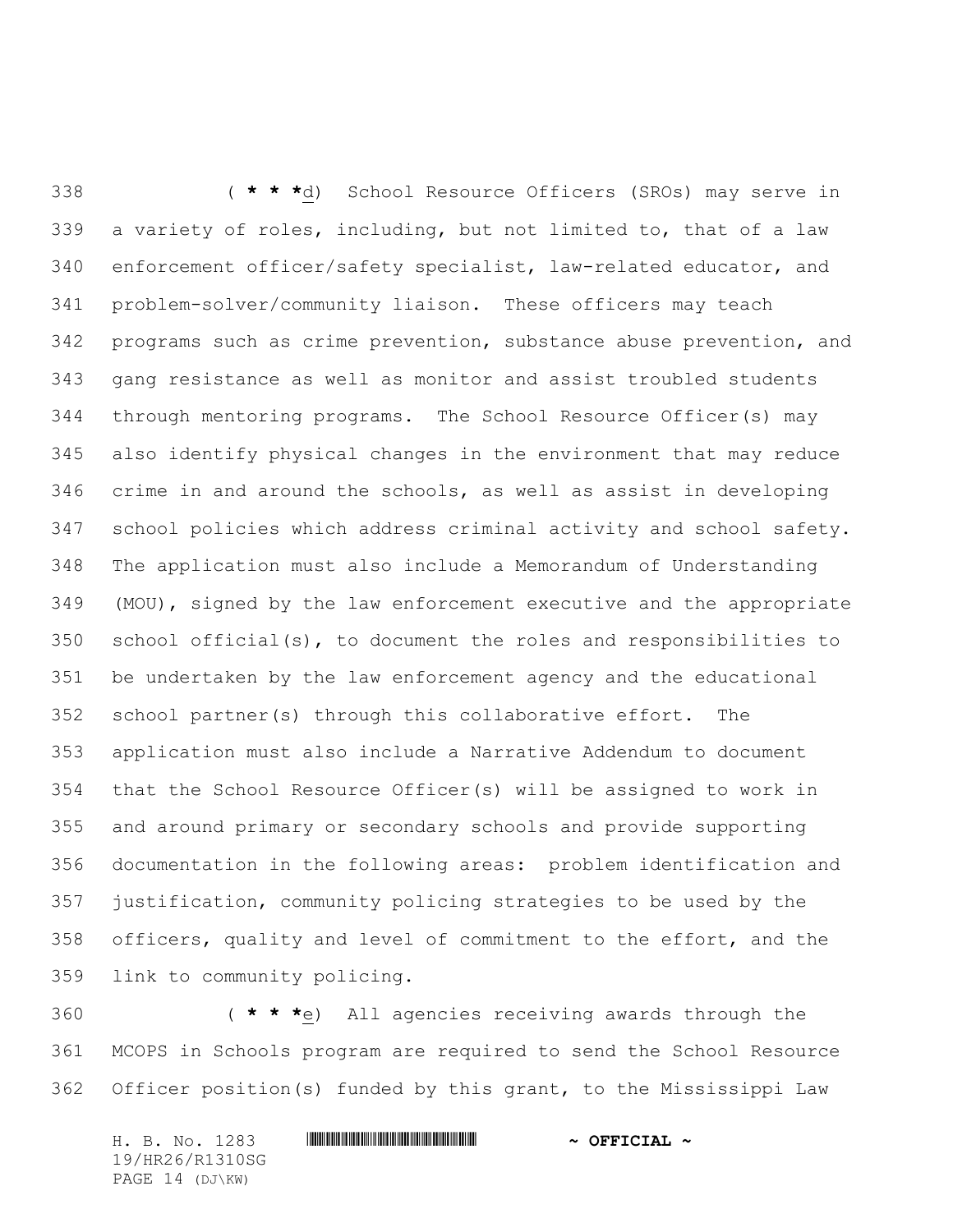( * * *d) School Resource Officers (SROs) may serve in a variety of roles, including, but not limited to, that of a law enforcement officer/safety specialist, law-related educator, and problem-solver/community liaison. These officers may teach programs such as crime prevention, substance abuse prevention, and gang resistance as well as monitor and assist troubled students through mentoring programs. The School Resource Officer(s) may also identify physical changes in the environment that may reduce crime in and around the schools, as well as assist in developing school policies which address criminal activity and school safety. The application must also include a Memorandum of Understanding (MOU), signed by the law enforcement executive and the appropriate school official(s), to document the roles and responsibilities to be undertaken by the law enforcement agency and the educational school partner(s) through this collaborative effort. The application must also include a Narrative Addendum to document that the School Resource Officer(s) will be assigned to work in and around primary or secondary schools and provide supporting documentation in the following areas: problem identification and justification, community policing strategies to be used by the officers, quality and level of commitment to the effort, and the link to community policing.

( * * *e) All agencies receiving awards through the MCOPS in Schools program are required to send the School Resource Officer position(s) funded by this grant, to the Mississippi Law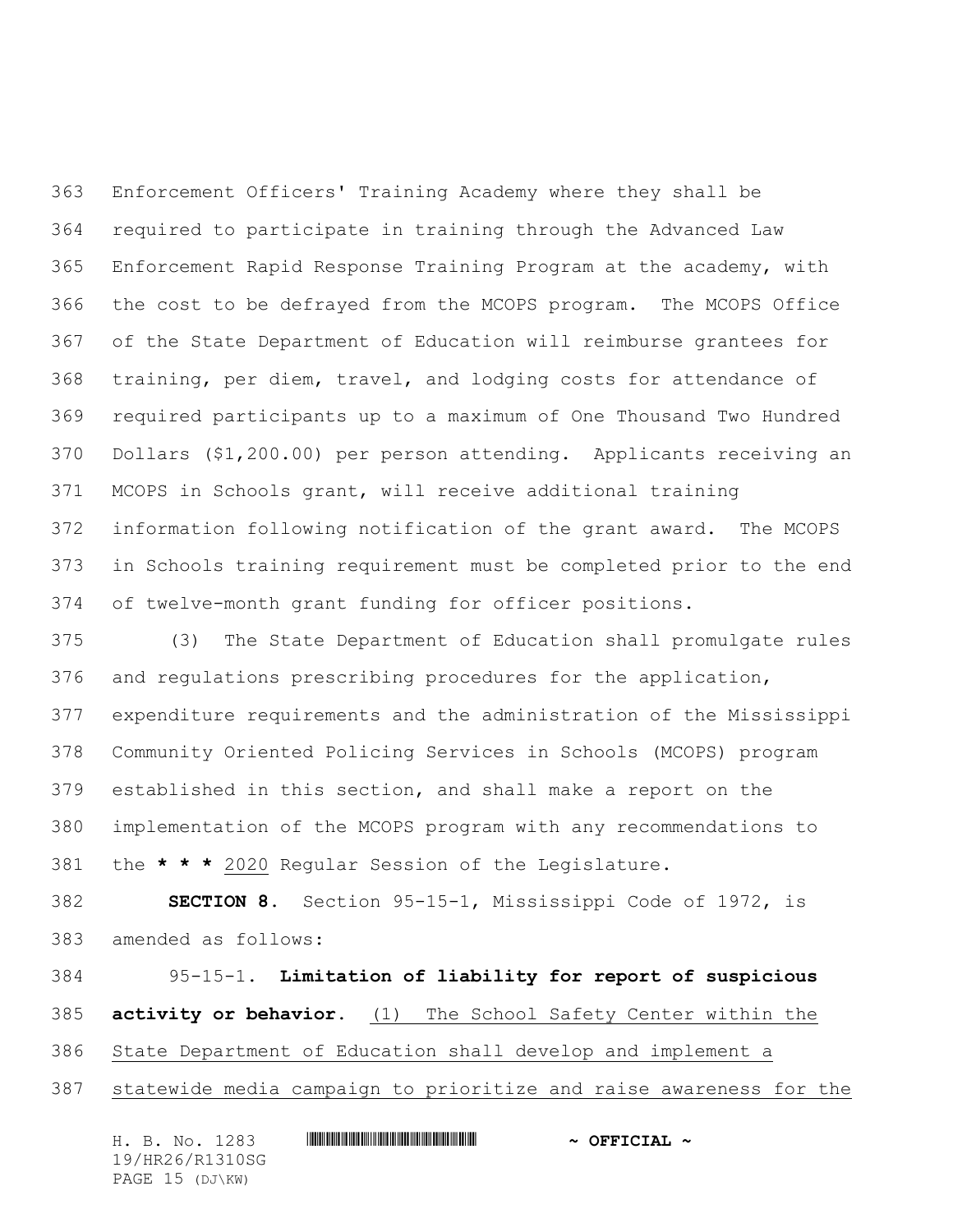Enforcement Officers' Training Academy where they shall be required to participate in training through the Advanced Law Enforcement Rapid Response Training Program at the academy, with the cost to be defrayed from the MCOPS program. The MCOPS Office of the State Department of Education will reimburse grantees for training, per diem, travel, and lodging costs for attendance of required participants up to a maximum of One Thousand Two Hundred Dollars ($1,200.00) per person attending. Applicants receiving an MCOPS in Schools grant, will receive additional training information following notification of the grant award. The MCOPS in Schools training requirement must be completed prior to the end of twelve-month grant funding for officer positions.

(3) The State Department of Education shall promulgate rules and regulations prescribing procedures for the application, expenditure requirements and the administration of the Mississippi Community Oriented Policing Services in Schools (MCOPS) program established in this section, and shall make a report on the implementation of the MCOPS program with any recommendations to the **\* \* \*** 2020 Regular Session of the Legislature.

**SECTION 8.** Section 95-15-1, Mississippi Code of 1972, is amended as follows:

95-15-1. **Limitation of liability for report of suspicious activity or behavior.** (1) The School Safety Center within the State Department of Education shall develop and implement a statewide media campaign to prioritize and raise awareness for the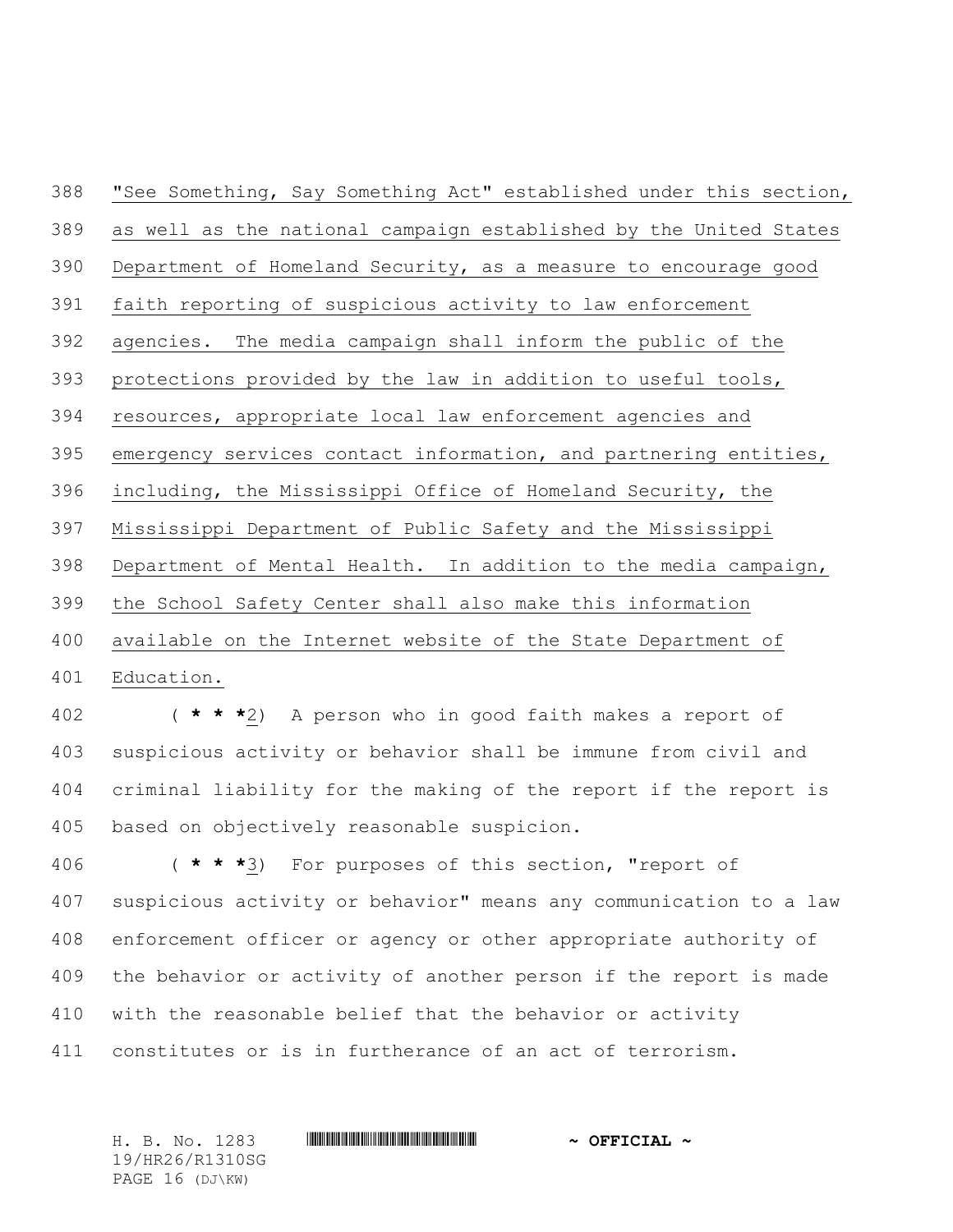"See Something, Say Something Act" established under this section, as well as the national campaign established by the United States Department of Homeland Security, as a measure to encourage good faith reporting of suspicious activity to law enforcement agencies. The media campaign shall inform the public of the protections provided by the law in addition to useful tools, resources, appropriate local law enforcement agencies and emergency services contact information, and partnering entities, including, the Mississippi Office of Homeland Security, the Mississippi Department of Public Safety and the Mississippi Department of Mental Health. In addition to the media campaign, the School Safety Center shall also make this information available on the Internet website of the State Department of Education.

( *** 2) A person who in good faith makes a report of suspicious activity or behavior shall be immune from civil and criminal liability for the making of the report if the report is based on objectively reasonable suspicion.

( *** 3) For purposes of this section, "report of suspicious activity or behavior" means any communication to a law enforcement officer or agency or other appropriate authority of the behavior or activity of another person if the report is made with the reasonable belief that the behavior or activity constitutes or is in furtherance of an act of terrorism.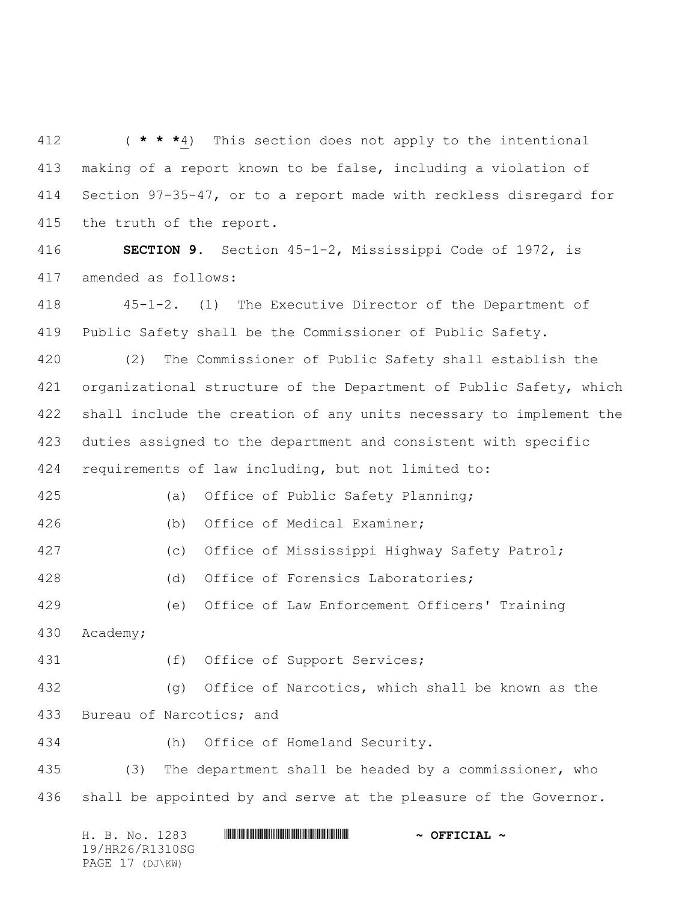( **\* \* \***4) This section does not apply to the intentional making of a report known to be false, including a violation of Section 97-35-47, or to a report made with reckless disregard for the truth of the report.

**SECTION 9.** Section 45-1-2, Mississippi Code of 1972, is amended as follows:

45-1-2. (1) The Executive Director of the Department of Public Safety shall be the Commissioner of Public Safety.

(2) The Commissioner of Public Safety shall establish the organizational structure of the Department of Public Safety, which shall include the creation of any units necessary to implement the duties assigned to the department and consistent with specific requirements of law including, but not limited to:

(a) Office of Public Safety Planning;

(b) Office of Medical Examiner;

(c) Office of Mississippi Highway Safety Patrol;

(d) Office of Forensics Laboratories;

(e) Office of Law Enforcement Officers' Training Academy;

(f) Office of Support Services;

(g) Office of Narcotics, which shall be known as the Bureau of Narcotics; and

(h) Office of Homeland Security.

(3) The department shall be headed by a commissioner, who shall be appointed by and serve at the pleasure of the Governor.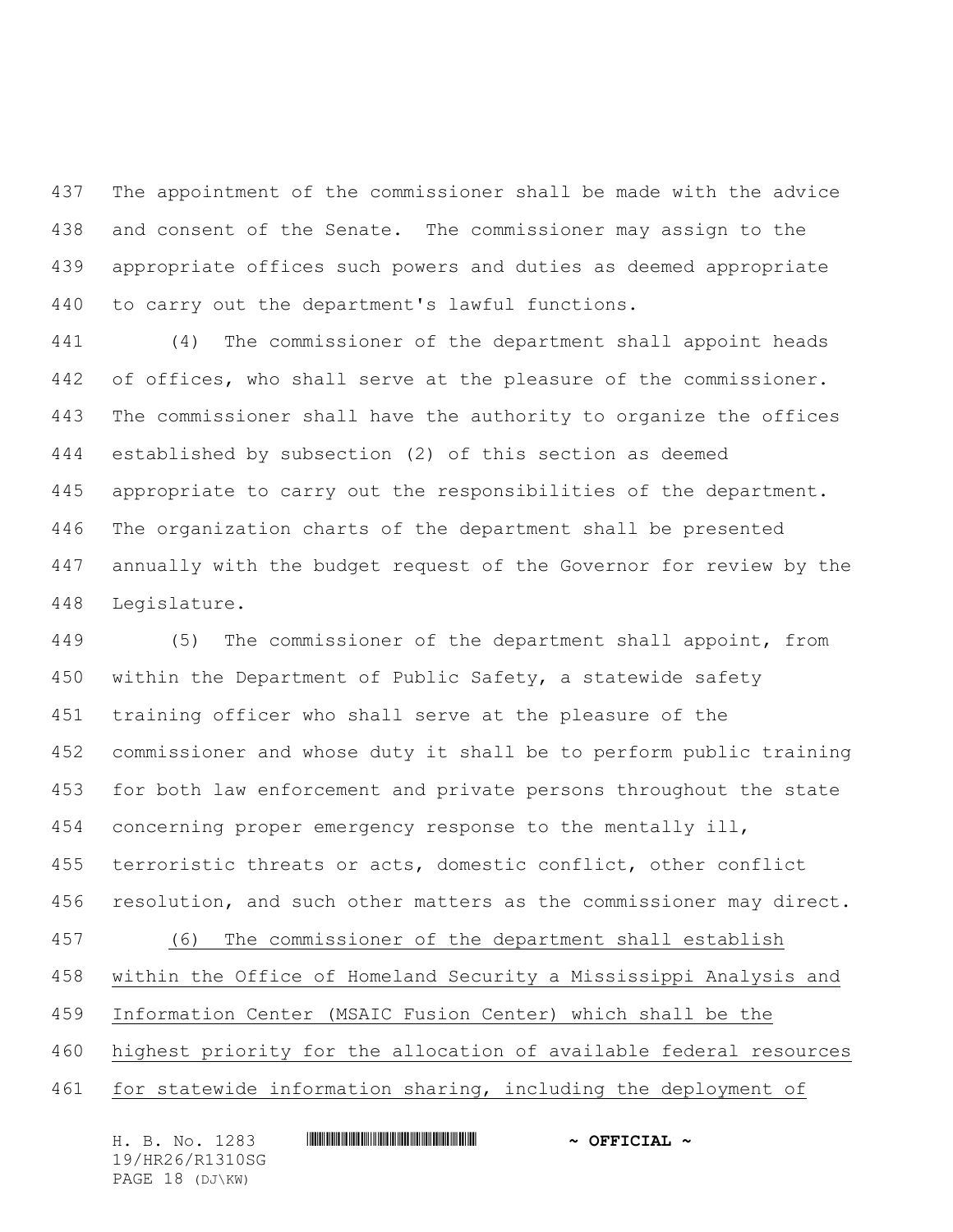The appointment of the commissioner shall be made with the advice and consent of the Senate. The commissioner may assign to the appropriate offices such powers and duties as deemed appropriate to carry out the department's lawful functions.

(4) The commissioner of the department shall appoint heads of offices, who shall serve at the pleasure of the commissioner. The commissioner shall have the authority to organize the offices established by subsection (2) of this section as deemed appropriate to carry out the responsibilities of the department. The organization charts of the department shall be presented annually with the budget request of the Governor for review by the Legislature.

(5) The commissioner of the department shall appoint, from within the Department of Public Safety, a statewide safety training officer who shall serve at the pleasure of the commissioner and whose duty it shall be to perform public training for both law enforcement and private persons throughout the state concerning proper emergency response to the mentally ill, terroristic threats or acts, domestic conflict, other conflict resolution, and such other matters as the commissioner may direct.

(6) The commissioner of the department shall establish within the Office of Homeland Security a Mississippi Analysis and Information Center (MSAIC Fusion Center) which shall be the highest priority for the allocation of available federal resources for statewide information sharing, including the deployment of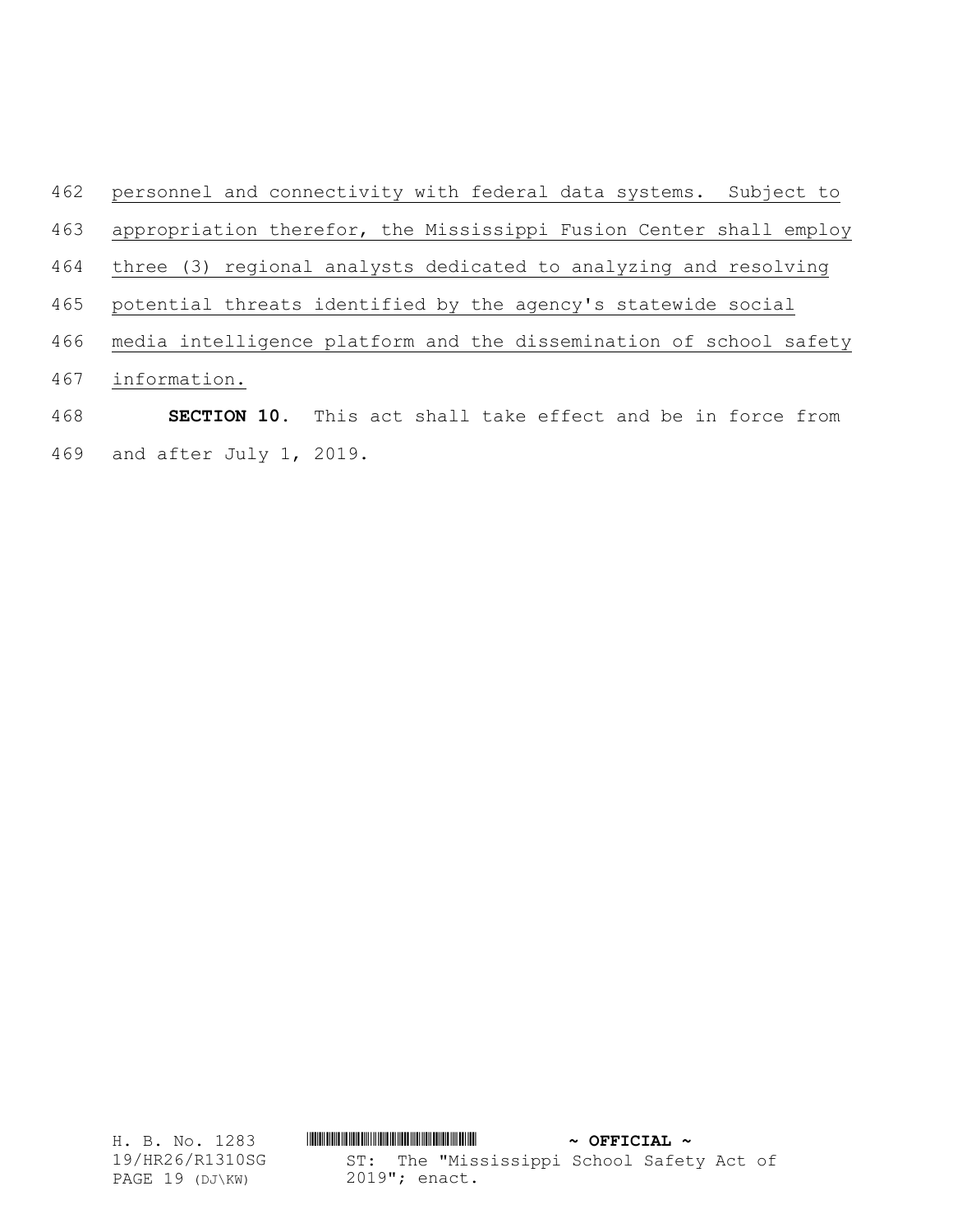personnel and connectivity with federal data systems. Subject to appropriation therefor, the Mississippi Fusion Center shall employ three (3) regional analysts dedicated to analyzing and resolving potential threats identified by the agency's statewide social media intelligence platform and the dissemination of school safety information.

**SECTION 10.** This act shall take effect and be in force from and after July 1, 2019.